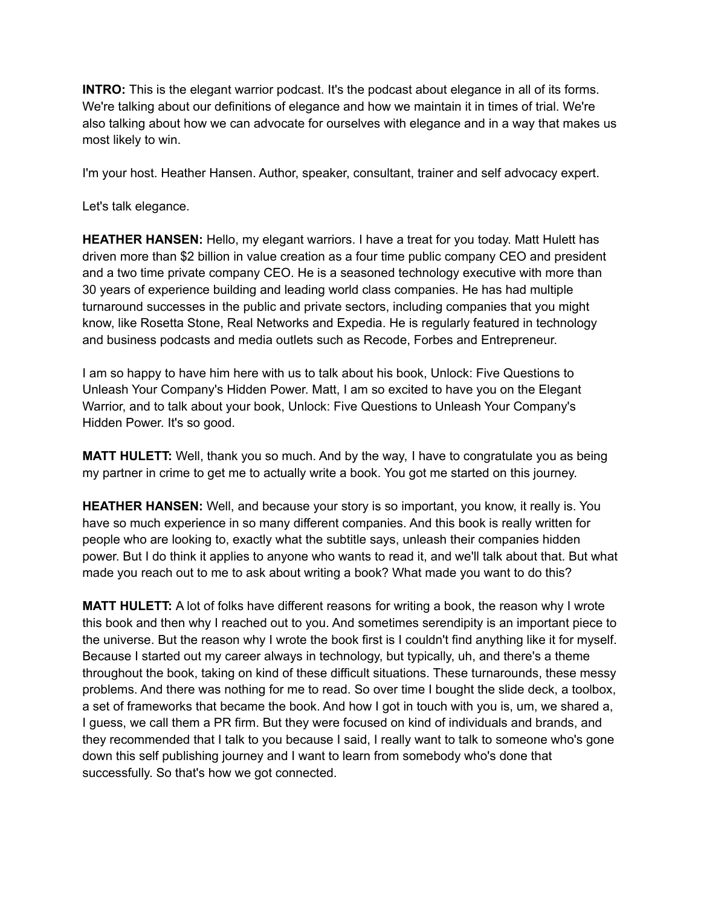**INTRO:** This is the elegant warrior podcast. It's the podcast about elegance in all of its forms. We're talking about our definitions of elegance and how we maintain it in times of trial. We're also talking about how we can advocate for ourselves with elegance and in a way that makes us most likely to win.

I'm your host. Heather Hansen. Author, speaker, consultant, trainer and self advocacy expert.

Let's talk elegance.

**HEATHER HANSEN:** Hello, my elegant warriors. I have a treat for you today. Matt Hulett has driven more than $2 billion in value creation as a four time public company CEO and president and a two time private company CEO. He is a seasoned technology executive with more than 30 years of experience building and leading world class companies. He has had multiple turnaround successes in the public and private sectors, including companies that you might know, like Rosetta Stone, Real Networks and Expedia. He is regularly featured in technology and business podcasts and media outlets such as Recode, Forbes and Entrepreneur.

I am so happy to have him here with us to talk about his book, Unlock: Five Questions to Unleash Your Company's Hidden Power. Matt, I am so excited to have you on the Elegant Warrior, and to talk about your book, Unlock: Five Questions to Unleash Your Company's Hidden Power. It's so good.

**MATT HULETT:** Well, thank you so much. And by the way, I have to congratulate you as being my partner in crime to get me to actually write a book. You got me started on this journey.

**HEATHER HANSEN:** Well, and because your story is so important, you know, it really is. You have so much experience in so many different companies. And this book is really written for people who are looking to, exactly what the subtitle says, unleash their companies hidden power. But I do think it applies to anyone who wants to read it, and we'll talk about that. But what made you reach out to me to ask about writing a book? What made you want to do this?

**MATT HULETT:** A lot of folks have different reasons for writing a book, the reason why I wrote this book and then why I reached out to you. And sometimes serendipity is an important piece to the universe. But the reason why I wrote the book first is I couldn't find anything like it for myself. Because I started out my career always in technology, but typically, uh, and there's a theme throughout the book, taking on kind of these difficult situations. These turnarounds, these messy problems. And there was nothing for me to read. So over time I bought the slide deck, a toolbox, a set of frameworks that became the book. And how I got in touch with you is, um, we shared a, I guess, we call them a PR firm. But they were focused on kind of individuals and brands, and they recommended that I talk to you because I said, I really want to talk to someone who's gone down this self publishing journey and I want to learn from somebody who's done that successfully. So that's how we got connected.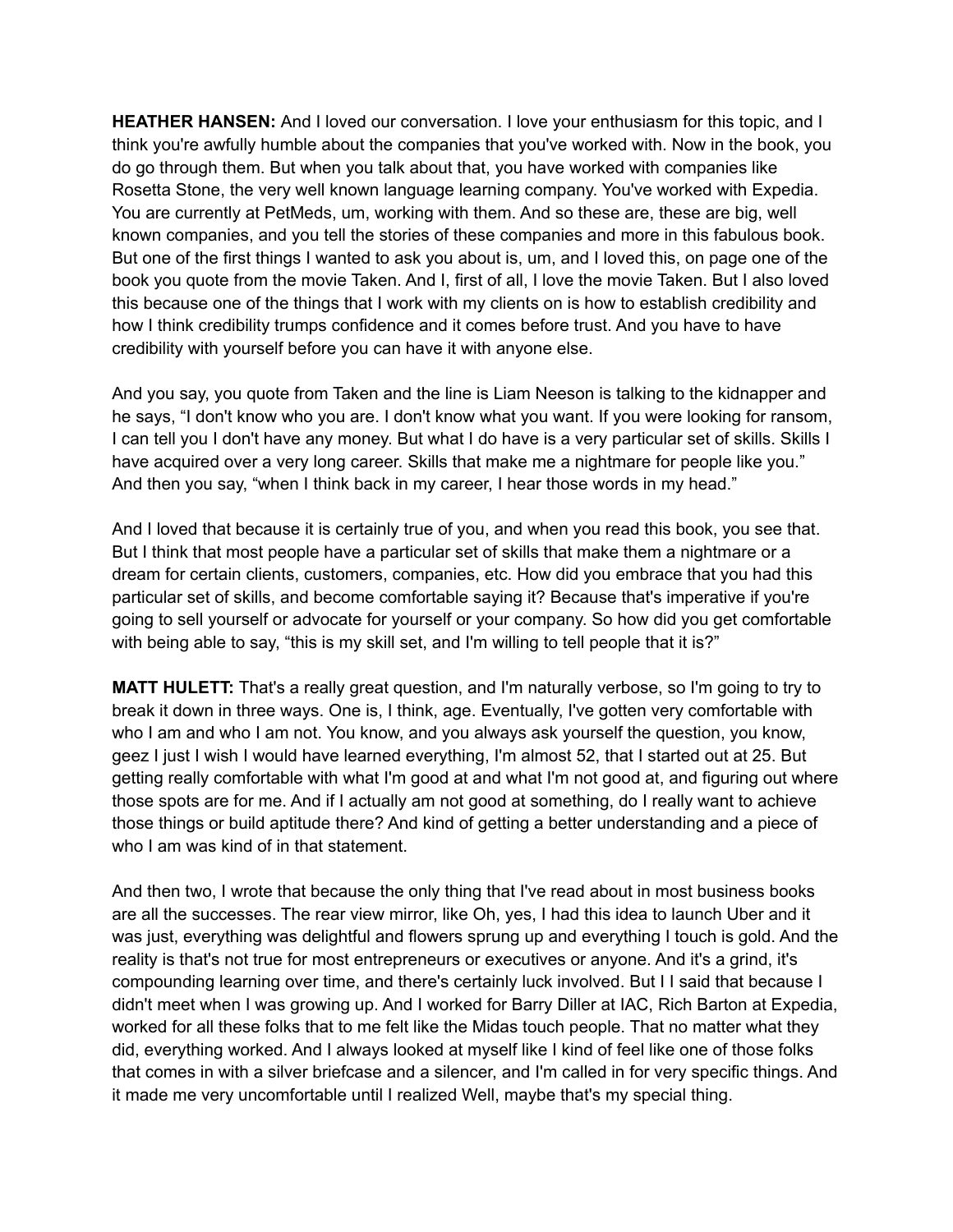**HEATHER HANSEN:** And I loved our conversation. I love your enthusiasm for this topic, and I think you're awfully humble about the companies that you've worked with. Now in the book, you do go through them. But when you talk about that, you have worked with companies like Rosetta Stone, the very well known language learning company. You've worked with Expedia. You are currently at PetMeds, um, working with them. And so these are, these are big, well known companies, and you tell the stories of these companies and more in this fabulous book. But one of the first things I wanted to ask you about is, um, and I loved this, on page one of the book you quote from the movie Taken. And I, first of all, I love the movie Taken. But I also loved this because one of the things that I work with my clients on is how to establish credibility and how I think credibility trumps confidence and it comes before trust. And you have to have credibility with yourself before you can have it with anyone else.

And you say, you quote from Taken and the line is Liam Neeson is talking to the kidnapper and he says, "I don't know who you are. I don't know what you want. If you were looking for ransom, I can tell you I don't have any money. But what I do have is a very particular set of skills. Skills I have acquired over a very long career. Skills that make me a nightmare for people like you." And then you say, "when I think back in my career, I hear those words in my head."

And I loved that because it is certainly true of you, and when you read this book, you see that. But I think that most people have a particular set of skills that make them a nightmare or a dream for certain clients, customers, companies, etc. How did you embrace that you had this particular set of skills, and become comfortable saying it? Because that's imperative if you're going to sell yourself or advocate for yourself or your company. So how did you get comfortable with being able to say, "this is my skill set, and I'm willing to tell people that it is?"

**MATT HULETT:** That's a really great question, and I'm naturally verbose, so I'm going to try to break it down in three ways. One is, I think, age. Eventually, I've gotten very comfortable with who I am and who I am not. You know, and you always ask yourself the question, you know, geez I just I wish I would have learned everything, I'm almost 52, that I started out at 25. But getting really comfortable with what I'm good at and what I'm not good at, and figuring out where those spots are for me. And if I actually am not good at something, do I really want to achieve those things or build aptitude there? And kind of getting a better understanding and a piece of who I am was kind of in that statement.

And then two, I wrote that because the only thing that I've read about in most business books are all the successes. The rear view mirror, like Oh, yes, I had this idea to launch Uber and it was just, everything was delightful and flowers sprung up and everything I touch is gold. And the reality is that's not true for most entrepreneurs or executives or anyone. And it's a grind, it's compounding learning over time, and there's certainly luck involved. But I I said that because I didn't meet when I was growing up. And I worked for Barry Diller at IAC, Rich Barton at Expedia, worked for all these folks that to me felt like the Midas touch people. That no matter what they did, everything worked. And I always looked at myself like I kind of feel like one of those folks that comes in with a silver briefcase and a silencer, and I'm called in for very specific things. And it made me very uncomfortable until I realized Well, maybe that's my special thing.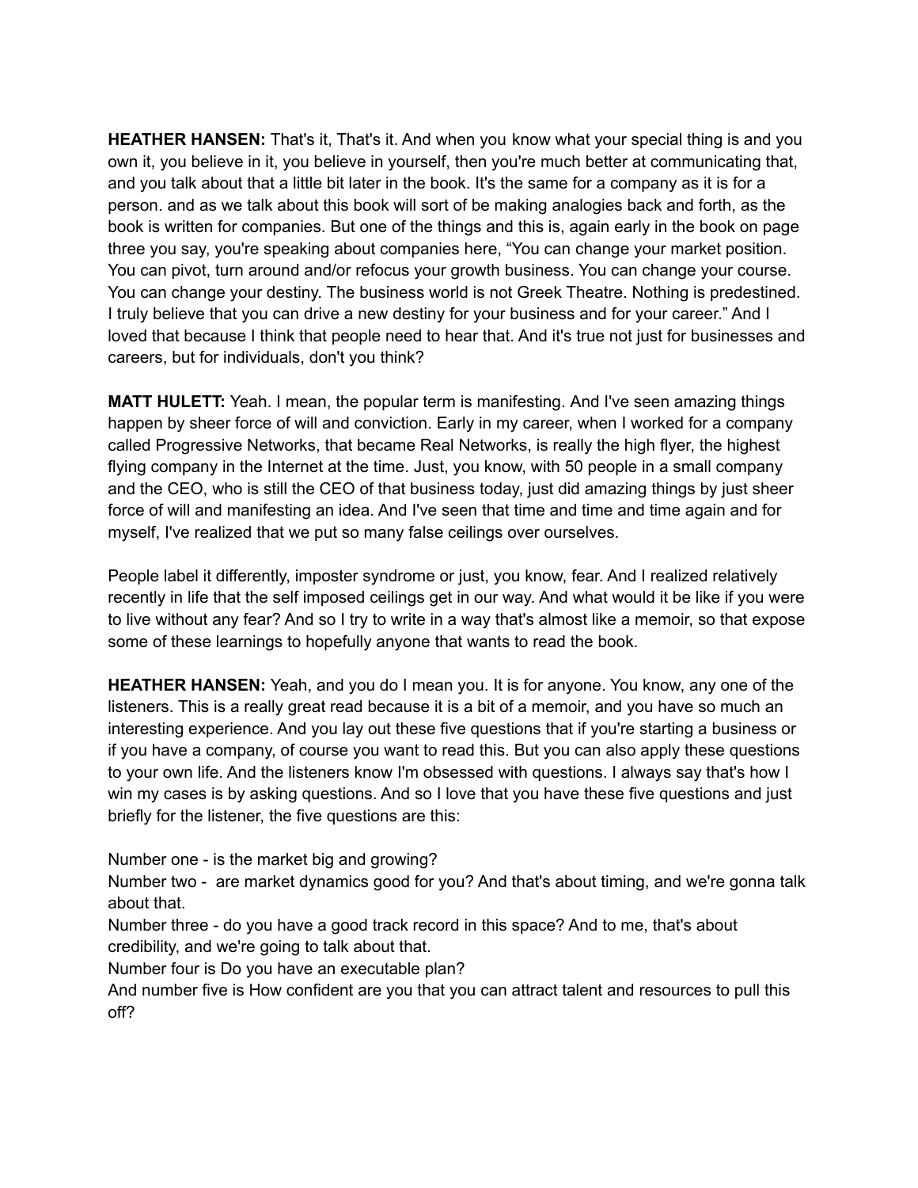**HEATHER HANSEN:** That's it, That's it. And when you know what your special thing is and you own it, you believe in it, you believe in yourself, then you're much better at communicating that, and you talk about that a little bit later in the book. It's the same for a company as it is for a person. and as we talk about this book will sort of be making analogies back and forth, as the book is written for companies. But one of the things and this is, again early in the book on page three you say, you're speaking about companies here, "You can change your market position. You can pivot, turn around and/or refocus your growth business. You can change your course. You can change your destiny. The business world is not Greek Theatre. Nothing is predestined. I truly believe that you can drive a new destiny for your business and for your career." And I loved that because I think that people need to hear that. And it's true not just for businesses and careers, but for individuals, don't you think?

**MATT HULETT:** Yeah. I mean, the popular term is manifesting. And I've seen amazing things happen by sheer force of will and conviction. Early in my career, when I worked for a company called Progressive Networks, that became Real Networks, is really the high flyer, the highest flying company in the Internet at the time. Just, you know, with 50 people in a small company and the CEO, who is still the CEO of that business today, just did amazing things by just sheer force of will and manifesting an idea. And I've seen that time and time and time again and for myself, I've realized that we put so many false ceilings over ourselves.

People label it differently, imposter syndrome or just, you know, fear. And I realized relatively recently in life that the self imposed ceilings get in our way. And what would it be like if you were to live without any fear? And so I try to write in a way that's almost like a memoir, so that expose some of these learnings to hopefully anyone that wants to read the book.

**HEATHER HANSEN:** Yeah, and you do I mean you. It is for anyone. You know, any one of the listeners. This is a really great read because it is a bit of a memoir, and you have so much an interesting experience. And you lay out these five questions that if you're starting a business or if you have a company, of course you want to read this. But you can also apply these questions to your own life. And the listeners know I'm obsessed with questions. I always say that's how I win my cases is by asking questions. And so I love that you have these five questions and just briefly for the listener, the five questions are this:

Number one - is the market big and growing?
Number two - are market dynamics good for you? And that's about timing, and we're gonna talk about that.
Number three - do you have a good track record in this space? And to me, that's about credibility, and we're going to talk about that.
Number four is Do you have an executable plan?
And number five is How confident are you that you can attract talent and resources to pull this off?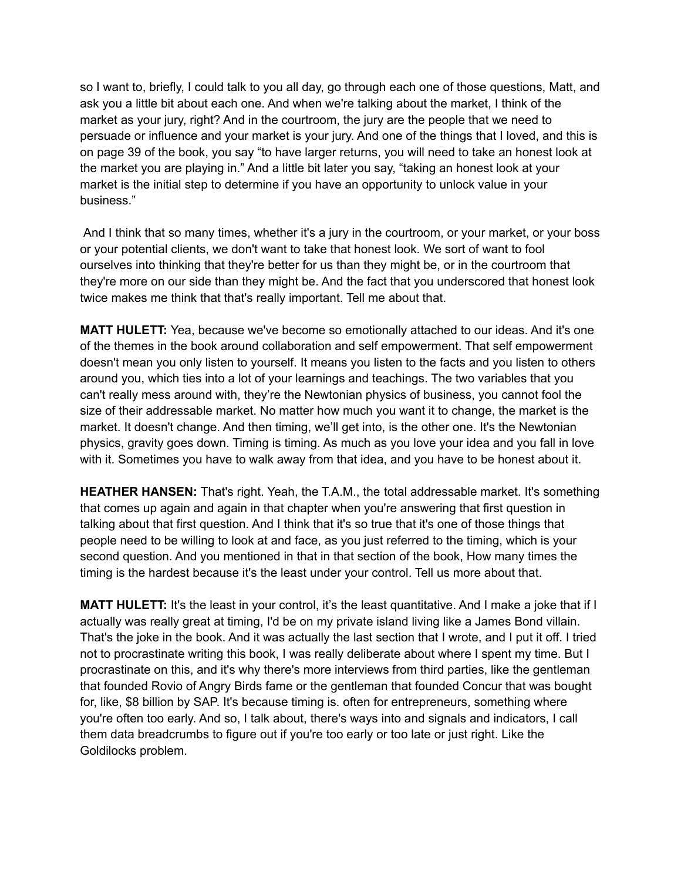so I want to, briefly, I could talk to you all day, go through each one of those questions, Matt, and ask you a little bit about each one. And when we're talking about the market, I think of the market as your jury, right? And in the courtroom, the jury are the people that we need to persuade or influence and your market is your jury. And one of the things that I loved, and this is on page 39 of the book, you say "to have larger returns, you will need to take an honest look at the market you are playing in." And a little bit later you say, "taking an honest look at your market is the initial step to determine if you have an opportunity to unlock value in your business."

And I think that so many times, whether it's a jury in the courtroom, or your market, or your boss or your potential clients, we don't want to take that honest look. We sort of want to fool ourselves into thinking that they're better for us than they might be, or in the courtroom that they're more on our side than they might be. And the fact that you underscored that honest look twice makes me think that that's really important. Tell me about that.

**MATT HULETT:** Yea, because we've become so emotionally attached to our ideas. And it's one of the themes in the book around collaboration and self empowerment. That self empowerment doesn't mean you only listen to yourself. It means you listen to the facts and you listen to others around you, which ties into a lot of your learnings and teachings. The two variables that you can't really mess around with, they're the Newtonian physics of business, you cannot fool the size of their addressable market. No matter how much you want it to change, the market is the market. It doesn't change. And then timing, we'll get into, is the other one. It's the Newtonian physics, gravity goes down. Timing is timing. As much as you love your idea and you fall in love with it. Sometimes you have to walk away from that idea, and you have to be honest about it.

**HEATHER HANSEN:** That's right. Yeah, the T.A.M., the total addressable market. It's something that comes up again and again in that chapter when you're answering that first question in talking about that first question. And I think that it's so true that it's one of those things that people need to be willing to look at and face, as you just referred to the timing, which is your second question. And you mentioned in that in that section of the book, How many times the timing is the hardest because it's the least under your control. Tell us more about that.

**MATT HULETT:** It's the least in your control, it's the least quantitative. And I make a joke that if I actually was really great at timing, I'd be on my private island living like a James Bond villain. That's the joke in the book. And it was actually the last section that I wrote, and I put it off. I tried not to procrastinate writing this book, I was really deliberate about where I spent my time. But I procrastinate on this, and it's why there's more interviews from third parties, like the gentleman that founded Rovio of Angry Birds fame or the gentleman that founded Concur that was bought for, like, $8 billion by SAP. It's because timing is. often for entrepreneurs, something where you're often too early. And so, I talk about, there's ways into and signals and indicators, I call them data breadcrumbs to figure out if you're too early or too late or just right. Like the Goldilocks problem.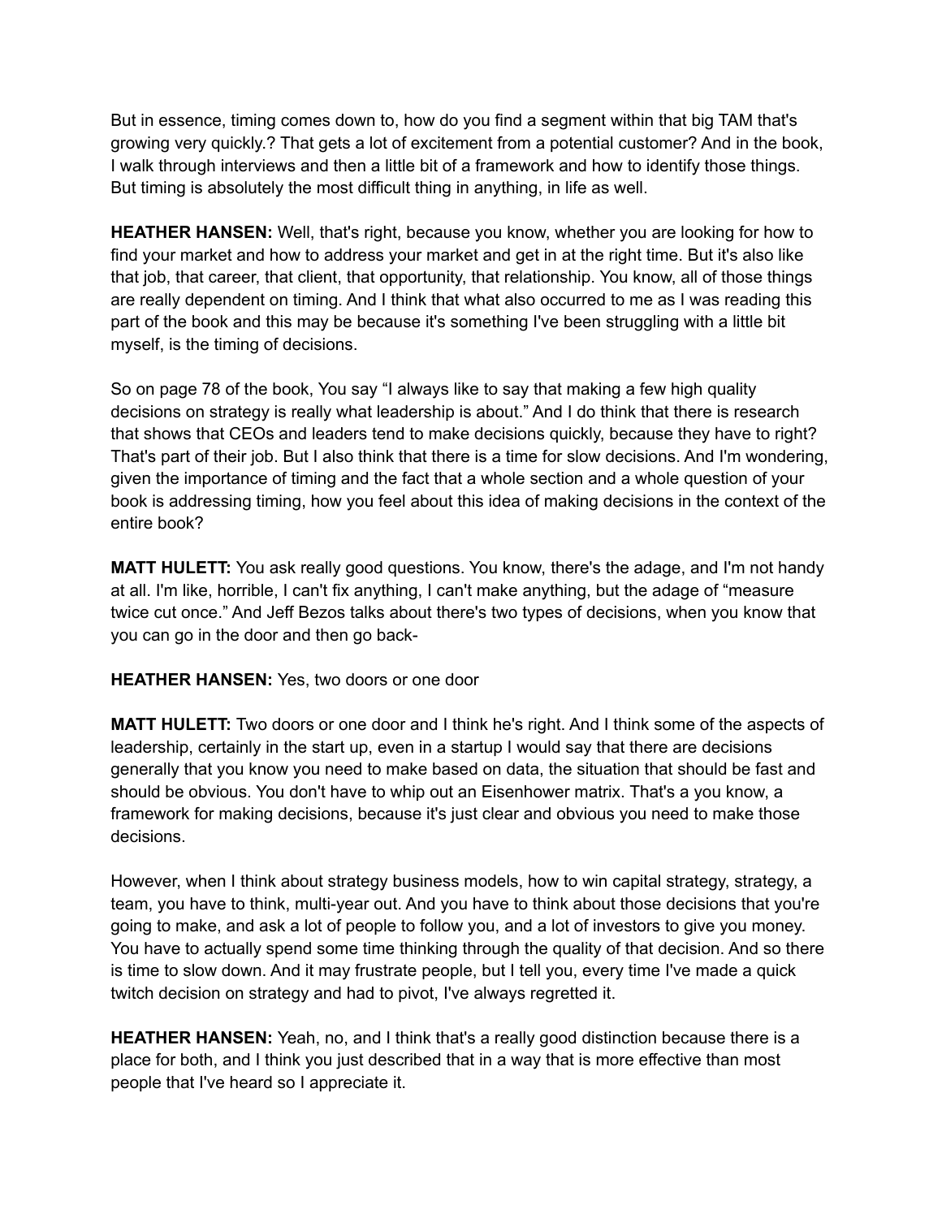But in essence, timing comes down to, how do you find a segment within that big TAM that's growing very quickly.? That gets a lot of excitement from a potential customer? And in the book, I walk through interviews and then a little bit of a framework and how to identify those things. But timing is absolutely the most difficult thing in anything, in life as well.

**HEATHER HANSEN:** Well, that's right, because you know, whether you are looking for how to find your market and how to address your market and get in at the right time. But it's also like that job, that career, that client, that opportunity, that relationship. You know, all of those things are really dependent on timing. And I think that what also occurred to me as I was reading this part of the book and this may be because it's something I've been struggling with a little bit myself, is the timing of decisions.

So on page 78 of the book, You say "I always like to say that making a few high quality decisions on strategy is really what leadership is about." And I do think that there is research that shows that CEOs and leaders tend to make decisions quickly, because they have to right? That's part of their job. But I also think that there is a time for slow decisions. And I'm wondering, given the importance of timing and the fact that a whole section and a whole question of your book is addressing timing, how you feel about this idea of making decisions in the context of the entire book?

**MATT HULETT:** You ask really good questions. You know, there's the adage, and I'm not handy at all. I'm like, horrible, I can't fix anything, I can't make anything, but the adage of "measure twice cut once." And Jeff Bezos talks about there's two types of decisions, when you know that you can go in the door and then go back-

**HEATHER HANSEN:** Yes, two doors or one door

**MATT HULETT:** Two doors or one door and I think he's right. And I think some of the aspects of leadership, certainly in the start up, even in a startup I would say that there are decisions generally that you know you need to make based on data, the situation that should be fast and should be obvious. You don't have to whip out an Eisenhower matrix. That's a you know, a framework for making decisions, because it's just clear and obvious you need to make those decisions.

However, when I think about strategy business models, how to win capital strategy, strategy, a team, you have to think, multi-year out. And you have to think about those decisions that you're going to make, and ask a lot of people to follow you, and a lot of investors to give you money. You have to actually spend some time thinking through the quality of that decision. And so there is time to slow down. And it may frustrate people, but I tell you, every time I've made a quick twitch decision on strategy and had to pivot, I've always regretted it.

**HEATHER HANSEN:** Yeah, no, and I think that's a really good distinction because there is a place for both, and I think you just described that in a way that is more effective than most people that I've heard so I appreciate it.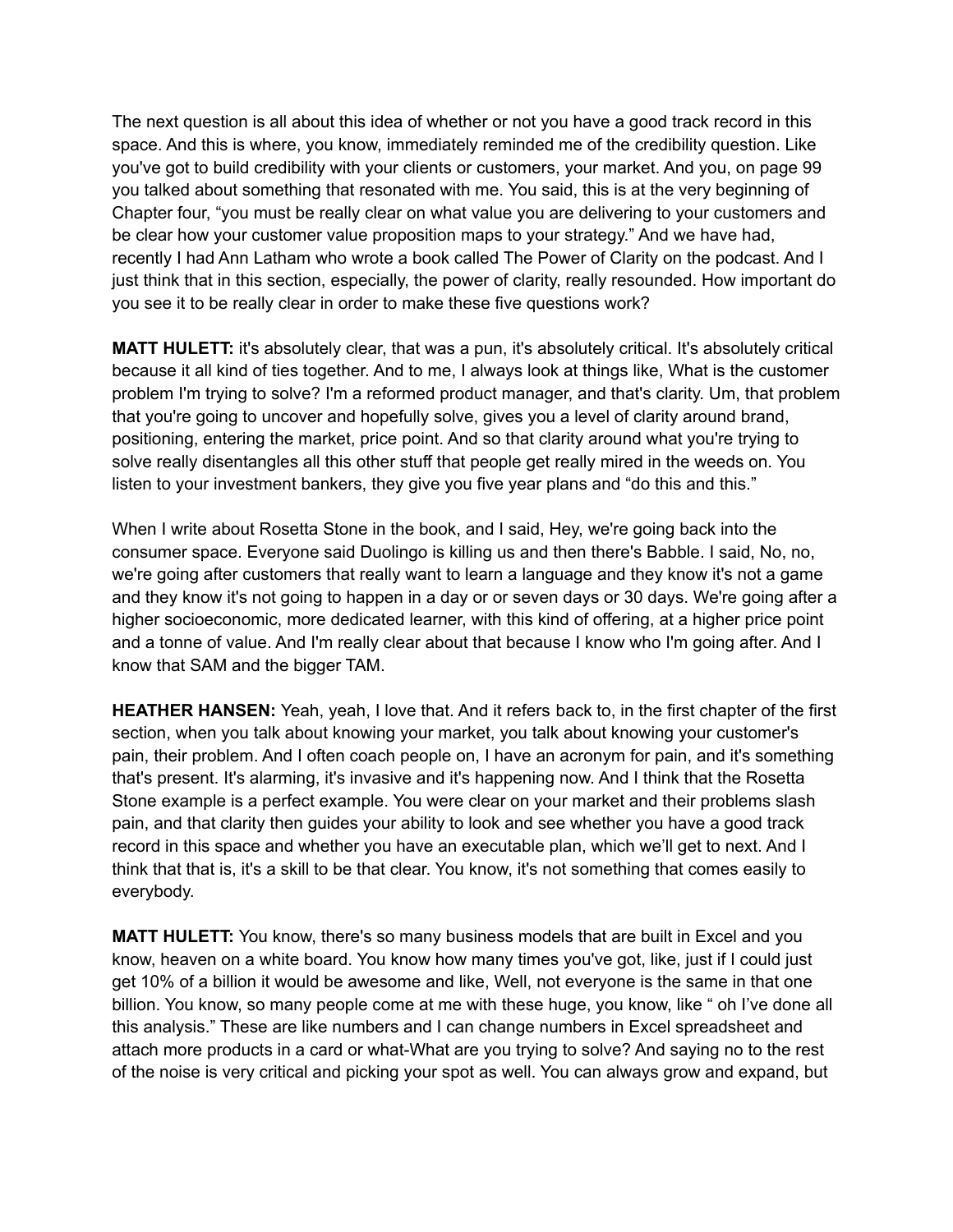The next question is all about this idea of whether or not you have a good track record in this space. And this is where, you know, immediately reminded me of the credibility question. Like you've got to build credibility with your clients or customers, your market. And you, on page 99 you talked about something that resonated with me. You said, this is at the very beginning of Chapter four, “you must be really clear on what value you are delivering to your customers and be clear how your customer value proposition maps to your strategy.” And we have had, recently I had Ann Latham who wrote a book called The Power of Clarity on the podcast. And I just think that in this section, especially, the power of clarity, really resounded. How important do you see it to be really clear in order to make these five questions work?

**MATT HULETT:** it's absolutely clear, that was a pun, it's absolutely critical. It's absolutely critical because it all kind of ties together. And to me, I always look at things like, What is the customer problem I'm trying to solve? I'm a reformed product manager, and that's clarity. Um, that problem that you're going to uncover and hopefully solve, gives you a level of clarity around brand, positioning, entering the market, price point. And so that clarity around what you're trying to solve really disentangles all this other stuff that people get really mired in the weeds on. You listen to your investment bankers, they give you five year plans and “do this and this.”

When I write about Rosetta Stone in the book, and I said, Hey, we're going back into the consumer space. Everyone said Duolingo is killing us and then there's Babble. I said, No, no, we're going after customers that really want to learn a language and they know it's not a game and they know it's not going to happen in a day or or seven days or 30 days. We're going after a higher socioeconomic, more dedicated learner, with this kind of offering, at a higher price point and a tonne of value. And I'm really clear about that because I know who I'm going after. And I know that SAM and the bigger TAM.

**HEATHER HANSEN:** Yeah, yeah, I love that. And it refers back to, in the first chapter of the first section, when you talk about knowing your market, you talk about knowing your customer's pain, their problem. And I often coach people on, I have an acronym for pain, and it's something that's present. It's alarming, it's invasive and it's happening now. And I think that the Rosetta Stone example is a perfect example. You were clear on your market and their problems slash pain, and that clarity then guides your ability to look and see whether you have a good track record in this space and whether you have an executable plan, which we’ll get to next. And I think that that is, it's a skill to be that clear. You know, it's not something that comes easily to everybody.

**MATT HULETT:** You know, there's so many business models that are built in Excel and you know, heaven on a white board. You know how many times you've got, like, just if I could just get 10% of a billion it would be awesome and like, Well, not everyone is the same in that one billion. You know, so many people come at me with these huge, you know, like “ oh I’ve done all this analysis.” These are like numbers and I can change numbers in Excel spreadsheet and attach more products in a card or what-What are you trying to solve? And saying no to the rest of the noise is very critical and picking your spot as well. You can always grow and expand, but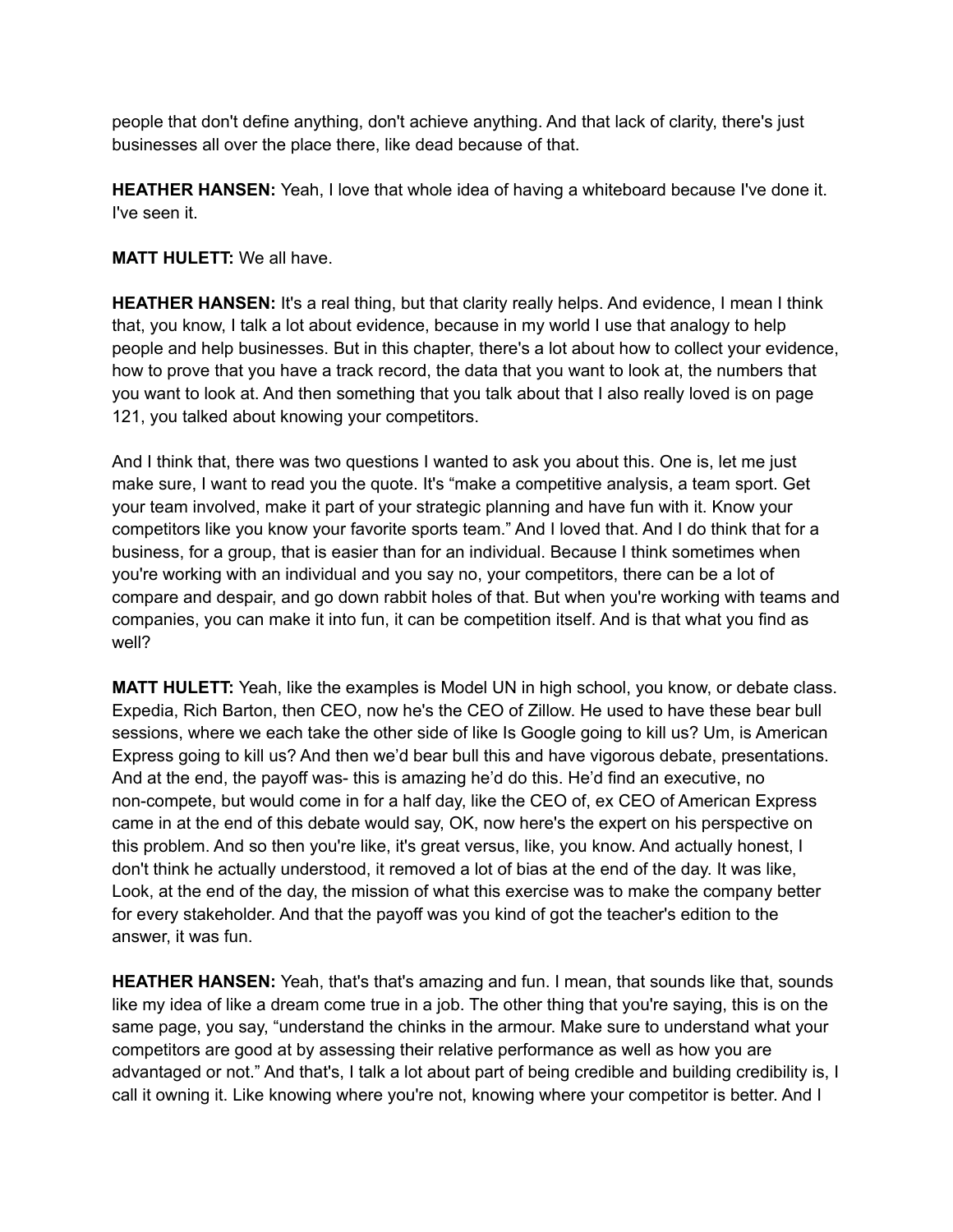people that don't define anything, don't achieve anything. And that lack of clarity, there's just businesses all over the place there, like dead because of that.

**HEATHER HANSEN:** Yeah, I love that whole idea of having a whiteboard because I've done it. I've seen it.

**MATT HULETT:** We all have.

**HEATHER HANSEN:** It's a real thing, but that clarity really helps. And evidence, I mean I think that, you know, I talk a lot about evidence, because in my world I use that analogy to help people and help businesses. But in this chapter, there's a lot about how to collect your evidence, how to prove that you have a track record, the data that you want to look at, the numbers that you want to look at. And then something that you talk about that I also really loved is on page 121, you talked about knowing your competitors.

And I think that, there was two questions I wanted to ask you about this. One is, let me just make sure, I want to read you the quote. It's "make a competitive analysis, a team sport. Get your team involved, make it part of your strategic planning and have fun with it. Know your competitors like you know your favorite sports team." And I loved that. And I do think that for a business, for a group, that is easier than for an individual. Because I think sometimes when you're working with an individual and you say no, your competitors, there can be a lot of compare and despair, and go down rabbit holes of that. But when you're working with teams and companies, you can make it into fun, it can be competition itself. And is that what you find as well?

**MATT HULETT:** Yeah, like the examples is Model UN in high school, you know, or debate class. Expedia, Rich Barton, then CEO, now he's the CEO of Zillow. He used to have these bear bull sessions, where we each take the other side of like Is Google going to kill us? Um, is American Express going to kill us? And then we'd bear bull this and have vigorous debate, presentations. And at the end, the payoff was- this is amazing he'd do this. He'd find an executive, no non-compete, but would come in for a half day, like the CEO of, ex CEO of American Express came in at the end of this debate would say, OK, now here's the expert on his perspective on this problem. And so then you're like, it's great versus, like, you know. And actually honest, I don't think he actually understood, it removed a lot of bias at the end of the day. It was like, Look, at the end of the day, the mission of what this exercise was to make the company better for every stakeholder. And that the payoff was you kind of got the teacher's edition to the answer, it was fun.

**HEATHER HANSEN:** Yeah, that's that's amazing and fun. I mean, that sounds like that, sounds like my idea of like a dream come true in a job. The other thing that you're saying, this is on the same page, you say, "understand the chinks in the armour. Make sure to understand what your competitors are good at by assessing their relative performance as well as how you are advantaged or not." And that's, I talk a lot about part of being credible and building credibility is, I call it owning it. Like knowing where you're not, knowing where your competitor is better. And I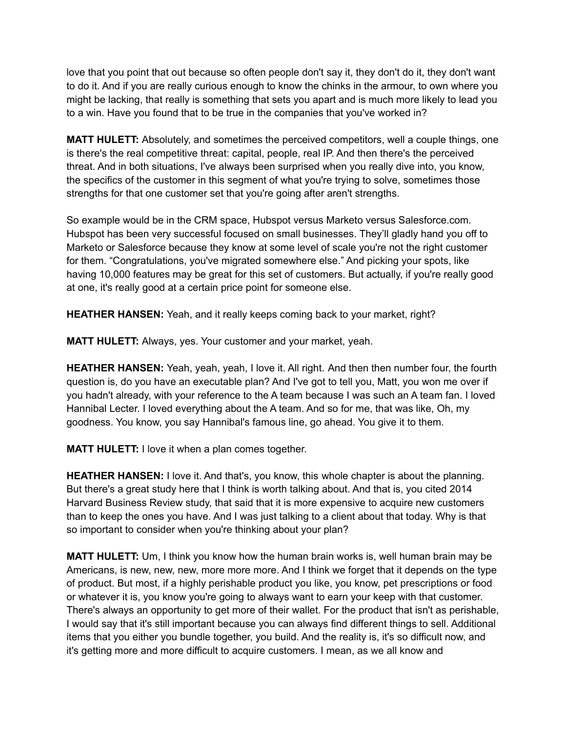love that you point that out because so often people don't say it, they don't do it, they don't want to do it. And if you are really curious enough to know the chinks in the armour, to own where you might be lacking, that really is something that sets you apart and is much more likely to lead you to a win. Have you found that to be true in the companies that you've worked in?

**MATT HULETT:** Absolutely, and sometimes the perceived competitors, well a couple things, one is there's the real competitive threat: capital, people, real IP. And then there's the perceived threat. And in both situations, I've always been surprised when you really dive into, you know, the specifics of the customer in this segment of what you're trying to solve, sometimes those strengths for that one customer set that you're going after aren't strengths.

So example would be in the CRM space, Hubspot versus Marketo versus Salesforce.com. Hubspot has been very successful focused on small businesses. They'll gladly hand you off to Marketo or Salesforce because they know at some level of scale you're not the right customer for them. "Congratulations, you've migrated somewhere else." And picking your spots, like having 10,000 features may be great for this set of customers. But actually, if you're really good at one, it's really good at a certain price point for someone else.

**HEATHER HANSEN:** Yeah, and it really keeps coming back to your market, right?

**MATT HULETT:** Always, yes. Your customer and your market, yeah.

**HEATHER HANSEN:** Yeah, yeah, yeah, I love it. All right. And then then number four, the fourth question is, do you have an executable plan? And I've got to tell you, Matt, you won me over if you hadn't already, with your reference to the A team because I was such an A team fan. I loved Hannibal Lecter. I loved everything about the A team. And so for me, that was like, Oh, my goodness. You know, you say Hannibal's famous line, go ahead. You give it to them.

**MATT HULETT:** I love it when a plan comes together.

**HEATHER HANSEN:** I love it. And that's, you know, this whole chapter is about the planning. But there's a great study here that I think is worth talking about. And that is, you cited 2014 Harvard Business Review study, that said that it is more expensive to acquire new customers than to keep the ones you have. And I was just talking to a client about that today. Why is that so important to consider when you're thinking about your plan?

**MATT HULETT:** Um, I think you know how the human brain works is, well human brain may be Americans, is new, new, new, more more more. And I think we forget that it depends on the type of product. But most, if a highly perishable product you like, you know, pet prescriptions or food or whatever it is, you know you're going to always want to earn your keep with that customer. There's always an opportunity to get more of their wallet. For the product that isn't as perishable, I would say that it's still important because you can always find different things to sell. Additional items that you either you bundle together, you build. And the reality is, it's so difficult now, and it's getting more and more difficult to acquire customers. I mean, as we all know and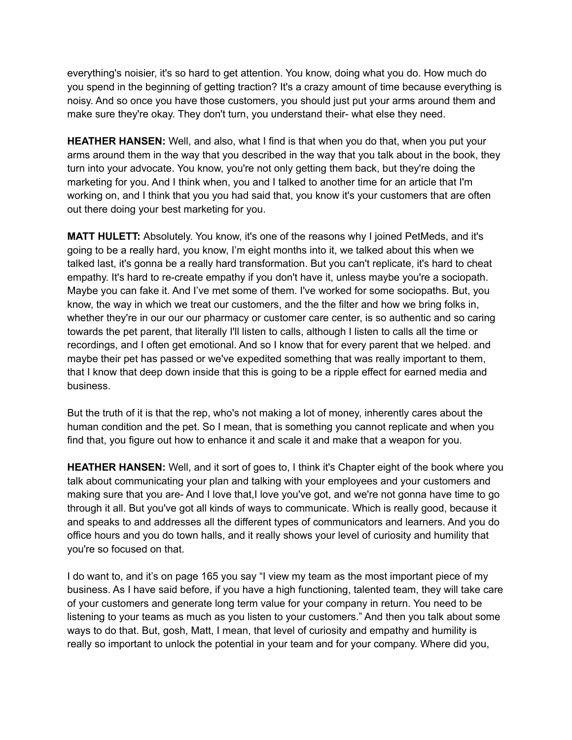everything's noisier, it's so hard to get attention. You know, doing what you do. How much do you spend in the beginning of getting traction? It's a crazy amount of time because everything is noisy. And so once you have those customers, you should just put your arms around them and make sure they're okay. They don't turn, you understand their- what else they need.

**HEATHER HANSEN:** Well, and also, what I find is that when you do that, when you put your arms around them in the way that you described in the way that you talk about in the book, they turn into your advocate. You know, you're not only getting them back, but they're doing the marketing for you. And I think when, you and I talked to another time for an article that I'm working on, and I think that you you had said that, you know it's your customers that are often out there doing your best marketing for you.

**MATT HULETT:** Absolutely. You know, it's one of the reasons why I joined PetMeds, and it's going to be a really hard, you know, I'm eight months into it, we talked about this when we talked last, it's gonna be a really hard transformation. But you can't replicate, it's hard to cheat empathy. It's hard to re-create empathy if you don't have it, unless maybe you're a sociopath. Maybe you can fake it. And I've met some of them. I've worked for some sociopaths. But, you know, the way in which we treat our customers, and the the filter and how we bring folks in, whether they're in our our our pharmacy or customer care center, is so authentic and so caring towards the pet parent, that literally I'll listen to calls, although I listen to calls all the time or recordings, and I often get emotional. And so I know that for every parent that we helped. and maybe their pet has passed or we've expedited something that was really important to them, that I know that deep down inside that this is going to be a ripple effect for earned media and business.

But the truth of it is that the rep, who's not making a lot of money, inherently cares about the human condition and the pet. So I mean, that is something you cannot replicate and when you find that, you figure out how to enhance it and scale it and make that a weapon for you.

**HEATHER HANSEN:** Well, and it sort of goes to, I think it's Chapter eight of the book where you talk about communicating your plan and talking with your employees and your customers and making sure that you are- And I love that,I love you've got, and we're not gonna have time to go through it all. But you've got all kinds of ways to communicate. Which is really good, because it and speaks to and addresses all the different types of communicators and learners. And you do office hours and you do town halls, and it really shows your level of curiosity and humility that you're so focused on that.

I do want to, and it's on page 165 you say "I view my team as the most important piece of my business. As I have said before, if you have a high functioning, talented team, they will take care of your customers and generate long term value for your company in return. You need to be listening to your teams as much as you listen to your customers." And then you talk about some ways to do that. But, gosh, Matt, I mean, that level of curiosity and empathy and humility is really so important to unlock the potential in your team and for your company. Where did you,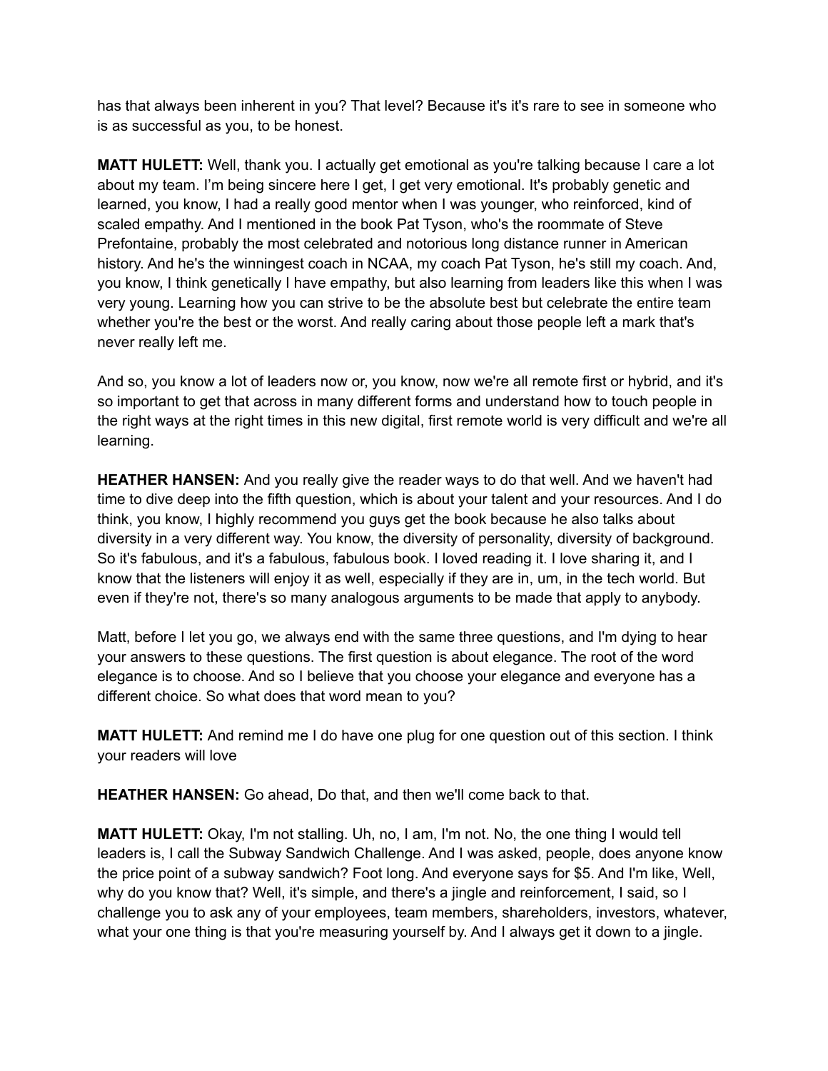has that always been inherent in you? That level? Because it's it's rare to see in someone who is as successful as you, to be honest.

**MATT HULETT:** Well, thank you. I actually get emotional as you're talking because I care a lot about my team. I'm being sincere here I get, I get very emotional. It's probably genetic and learned, you know, I had a really good mentor when I was younger, who reinforced, kind of scaled empathy. And I mentioned in the book Pat Tyson, who's the roommate of Steve Prefontaine, probably the most celebrated and notorious long distance runner in American history. And he's the winningest coach in NCAA, my coach Pat Tyson, he's still my coach. And, you know, I think genetically I have empathy, but also learning from leaders like this when I was very young. Learning how you can strive to be the absolute best but celebrate the entire team whether you're the best or the worst. And really caring about those people left a mark that's never really left me.

And so, you know a lot of leaders now or, you know, now we're all remote first or hybrid, and it's so important to get that across in many different forms and understand how to touch people in the right ways at the right times in this new digital, first remote world is very difficult and we're all learning.

**HEATHER HANSEN:** And you really give the reader ways to do that well. And we haven't had time to dive deep into the fifth question, which is about your talent and your resources. And I do think, you know, I highly recommend you guys get the book because he also talks about diversity in a very different way. You know, the diversity of personality, diversity of background. So it's fabulous, and it's a fabulous, fabulous book. I loved reading it. I love sharing it, and I know that the listeners will enjoy it as well, especially if they are in, um, in the tech world. But even if they're not, there's so many analogous arguments to be made that apply to anybody.

Matt, before I let you go, we always end with the same three questions, and I'm dying to hear your answers to these questions. The first question is about elegance. The root of the word elegance is to choose. And so I believe that you choose your elegance and everyone has a different choice. So what does that word mean to you?

**MATT HULETT:** And remind me I do have one plug for one question out of this section. I think your readers will love

**HEATHER HANSEN:** Go ahead, Do that, and then we'll come back to that.

**MATT HULETT:** Okay, I'm not stalling. Uh, no, I am, I'm not. No, the one thing I would tell leaders is, I call the Subway Sandwich Challenge. And I was asked, people, does anyone know the price point of a subway sandwich? Foot long. And everyone says for $5. And I'm like, Well, why do you know that? Well, it's simple, and there's a jingle and reinforcement, I said, so I challenge you to ask any of your employees, team members, shareholders, investors, whatever, what your one thing is that you're measuring yourself by. And I always get it down to a jingle.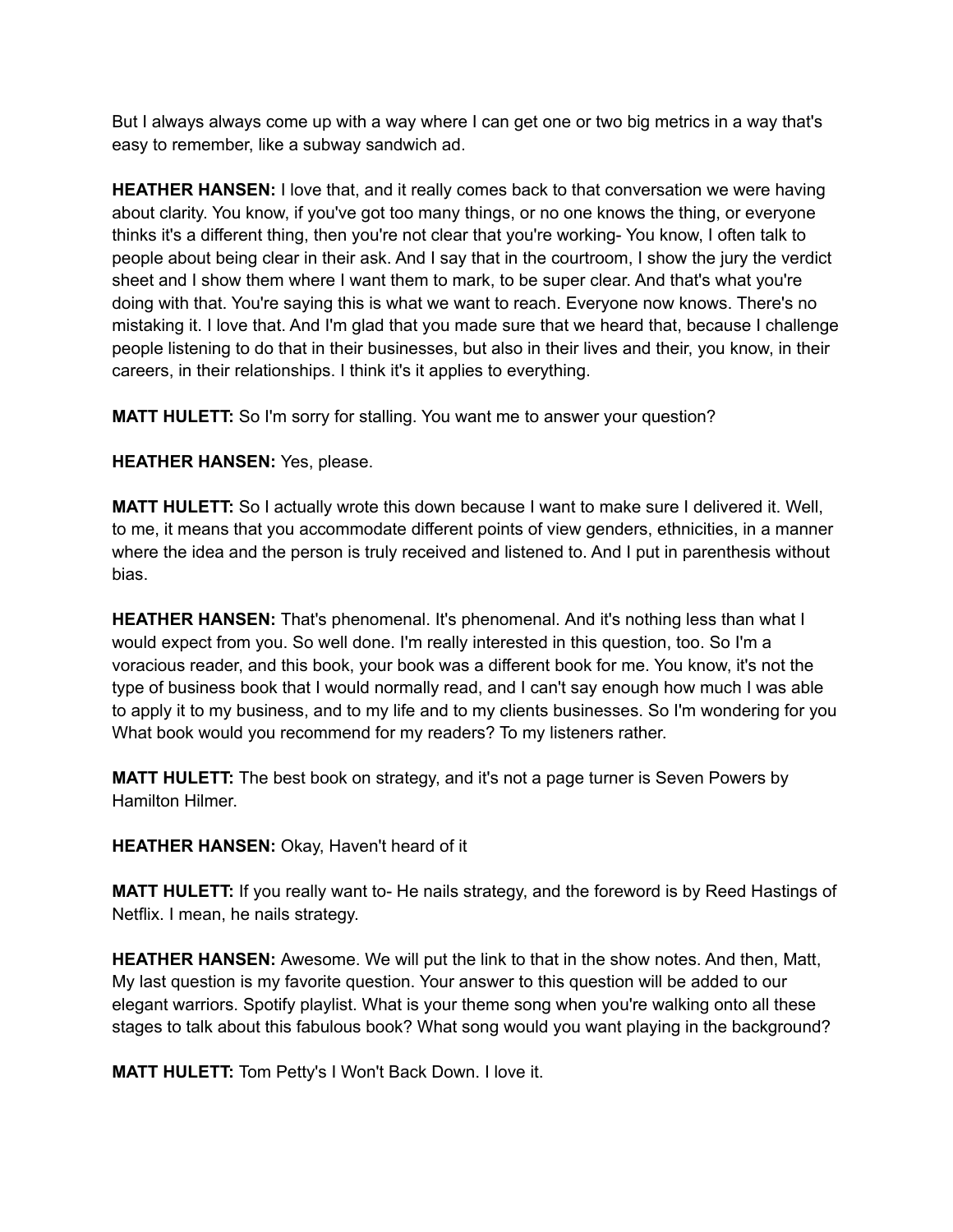But I always always come up with a way where I can get one or two big metrics in a way that's easy to remember, like a subway sandwich ad.

**HEATHER HANSEN:** I love that, and it really comes back to that conversation we were having about clarity. You know, if you've got too many things, or no one knows the thing, or everyone thinks it's a different thing, then you're not clear that you're working- You know, I often talk to people about being clear in their ask. And I say that in the courtroom, I show the jury the verdict sheet and I show them where I want them to mark, to be super clear. And that's what you're doing with that. You're saying this is what we want to reach. Everyone now knows. There's no mistaking it. I love that. And I'm glad that you made sure that we heard that, because I challenge people listening to do that in their businesses, but also in their lives and their, you know, in their careers, in their relationships. I think it's it applies to everything.

**MATT HULETT:** So I'm sorry for stalling. You want me to answer your question?

**HEATHER HANSEN:** Yes, please.

**MATT HULETT:** So I actually wrote this down because I want to make sure I delivered it. Well, to me, it means that you accommodate different points of view genders, ethnicities, in a manner where the idea and the person is truly received and listened to. And I put in parenthesis without bias.

**HEATHER HANSEN:** That's phenomenal. It's phenomenal. And it's nothing less than what I would expect from you. So well done. I'm really interested in this question, too. So I'm a voracious reader, and this book, your book was a different book for me. You know, it's not the type of business book that I would normally read, and I can't say enough how much I was able to apply it to my business, and to my life and to my clients businesses. So I'm wondering for you What book would you recommend for my readers? To my listeners rather.

**MATT HULETT:** The best book on strategy, and it's not a page turner is Seven Powers by Hamilton Hilmer.

**HEATHER HANSEN:** Okay, Haven't heard of it

**MATT HULETT:** If you really want to- He nails strategy, and the foreword is by Reed Hastings of Netflix. I mean, he nails strategy.

**HEATHER HANSEN:** Awesome. We will put the link to that in the show notes. And then, Matt, My last question is my favorite question. Your answer to this question will be added to our elegant warriors. Spotify playlist. What is your theme song when you're walking onto all these stages to talk about this fabulous book? What song would you want playing in the background?

**MATT HULETT:** Tom Petty's I Won't Back Down. I love it.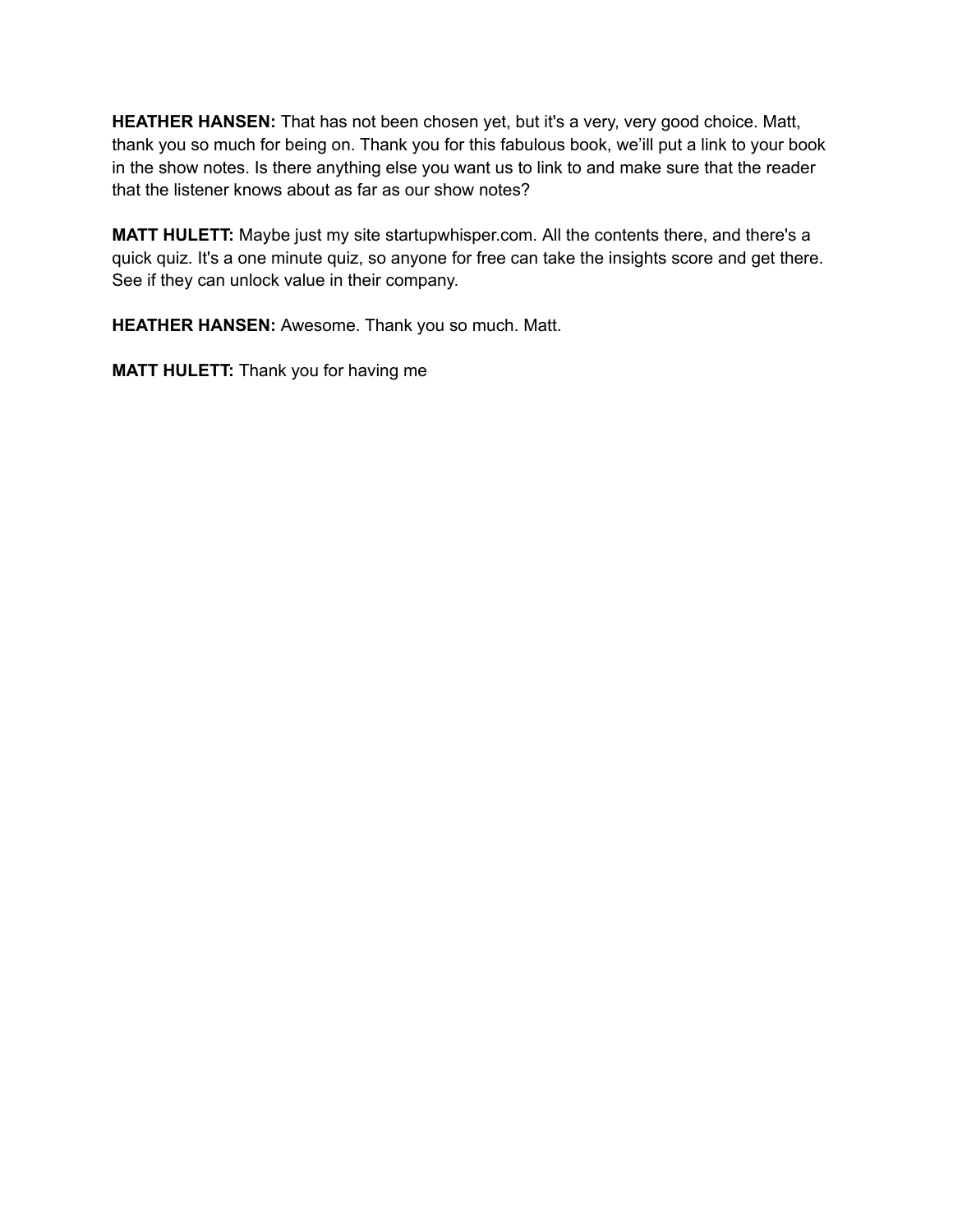**HEATHER HANSEN:** That has not been chosen yet, but it's a very, very good choice. Matt, thank you so much for being on. Thank you for this fabulous book, we'll put a link to your book in the show notes. Is there anything else you want us to link to and make sure that the reader that the listener knows about as far as our show notes?

**MATT HULETT:** Maybe just my site startupwhisper.com. All the contents there, and there's a quick quiz. It's a one minute quiz, so anyone for free can take the insights score and get there. See if they can unlock value in their company.

**HEATHER HANSEN:** Awesome. Thank you so much. Matt.

**MATT HULETT:** Thank you for having me